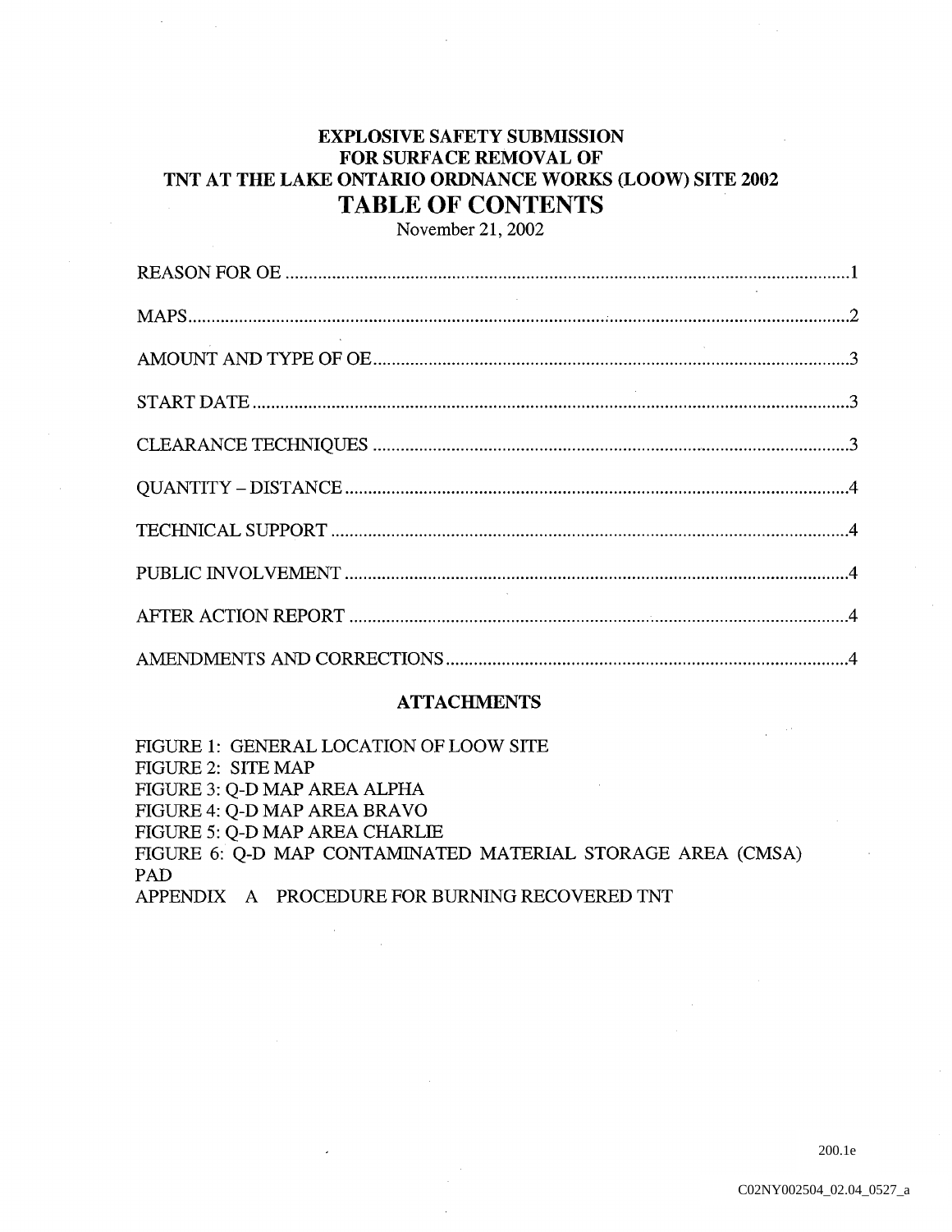# EXPLOSIVE SAFETY SUBMISSION FOR SURFACE REMOVAL OF TNT AT THE LAKE ONTARIO ORDNANCE WORKS (LOOW) SITE 2002

## TABLE OF CONTENTS

November 21, 2002

| Section | Page |
|---|---|
| REASON FOR OE | 1 |
| MAPS | 2 |
| AMOUNT AND TYPE OF OE | 3 |
| START DATE | 3 |
| CLEARANCE TECHNIQUES | 3 |
| QUANTITY – DISTANCE | 4 |
| TECHNICAL SUPPORT | 4 |
| PUBLIC INVOLVEMENT | 4 |
| AFTER ACTION REPORT | 4 |
| AMENDMENTS AND CORRECTIONS | 4 |

### ATTACHMENTS

FIGURE 1: GENERAL LOCATION OF LOOW SITE
FIGURE 2: SITE MAP
FIGURE 3: Q-D MAP AREA ALPHA
FIGURE 4: Q-D MAP AREA BRAVO
FIGURE 5: Q-D MAP AREA CHARLIE
FIGURE 6: Q-D MAP CONTAMINATED MATERIAL STORAGE AREA (CMSA) PAD
APPENDIX A PROCEDURE FOR BURNING RECOVERED TNT

200.1e

C02NY002504_02.04_0527_a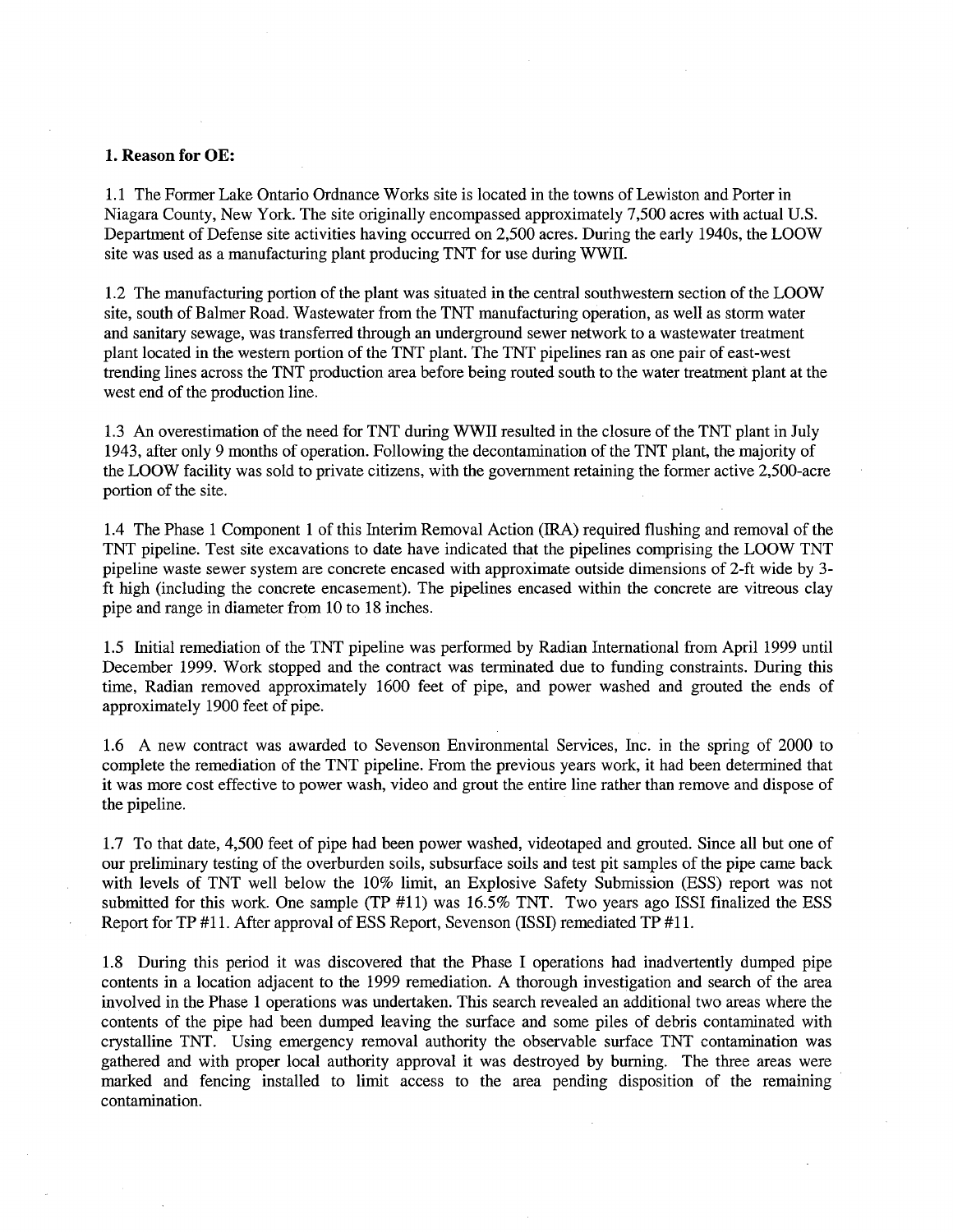**1. Reason for OE:**

1.1 The Former Lake Ontario Ordnance Works site is located in the towns of Lewiston and Porter in Niagara County, New York. The site originally encompassed approximately 7,500 acres with actual U.S. Department of Defense site activities having occurred on 2,500 acres. During the early 1940s, the LOOW site was used as a manufacturing plant producing TNT for use during WWII.

1.2 The manufacturing portion of the plant was situated in the central southwestern section of the LOOW site, south of Balmer Road. Wastewater from the TNT manufacturing operation, as well as storm water and sanitary sewage, was transferred through an underground sewer network to a wastewater treatment plant located in the western portion of the TNT plant. The TNT pipelines ran as one pair of east-west trending lines across the TNT production area before being routed south to the water treatment plant at the west end of the production line.

1.3 An overestimation of the need for TNT during WWII resulted in the closure of the TNT plant in July 1943, after only 9 months of operation. Following the decontamination of the TNT plant, the majority of the LOOW facility was sold to private citizens, with the government retaining the former active 2,500-acre portion of the site.

1.4 The Phase 1 Component 1 of this Interim Removal Action (IRA) required flushing and removal of the TNT pipeline. Test site excavations to date have indicated that the pipelines comprising the LOOW TNT pipeline waste sewer system are concrete encased with approximate outside dimensions of 2-ft wide by 3-ft high (including the concrete encasement). The pipelines encased within the concrete are vitreous clay pipe and range in diameter from 10 to 18 inches.

1.5 Initial remediation of the TNT pipeline was performed by Radian International from April 1999 until December 1999. Work stopped and the contract was terminated due to funding constraints. During this time, Radian removed approximately 1600 feet of pipe, and power washed and grouted the ends of approximately 1900 feet of pipe.

1.6 A new contract was awarded to Sevenson Environmental Services, Inc. in the spring of 2000 to complete the remediation of the TNT pipeline. From the previous years work, it had been determined that it was more cost effective to power wash, video and grout the entire line rather than remove and dispose of the pipeline.

1.7 To that date, 4,500 feet of pipe had been power washed, videotaped and grouted. Since all but one of our preliminary testing of the overburden soils, subsurface soils and test pit samples of the pipe came back with levels of TNT well below the 10% limit, an Explosive Safety Submission (ESS) report was not submitted for this work. One sample (TP #11) was 16.5% TNT. Two years ago ISSI finalized the ESS Report for TP #11. After approval of ESS Report, Sevenson (ISSI) remediated TP #11.

1.8 During this period it was discovered that the Phase I operations had inadvertently dumped pipe contents in a location adjacent to the 1999 remediation. A thorough investigation and search of the area involved in the Phase 1 operations was undertaken. This search revealed an additional two areas where the contents of the pipe had been dumped leaving the surface and some piles of debris contaminated with crystalline TNT. Using emergency removal authority the observable surface TNT contamination was gathered and with proper local authority approval it was destroyed by burning. The three areas were marked and fencing installed to limit access to the area pending disposition of the remaining contamination.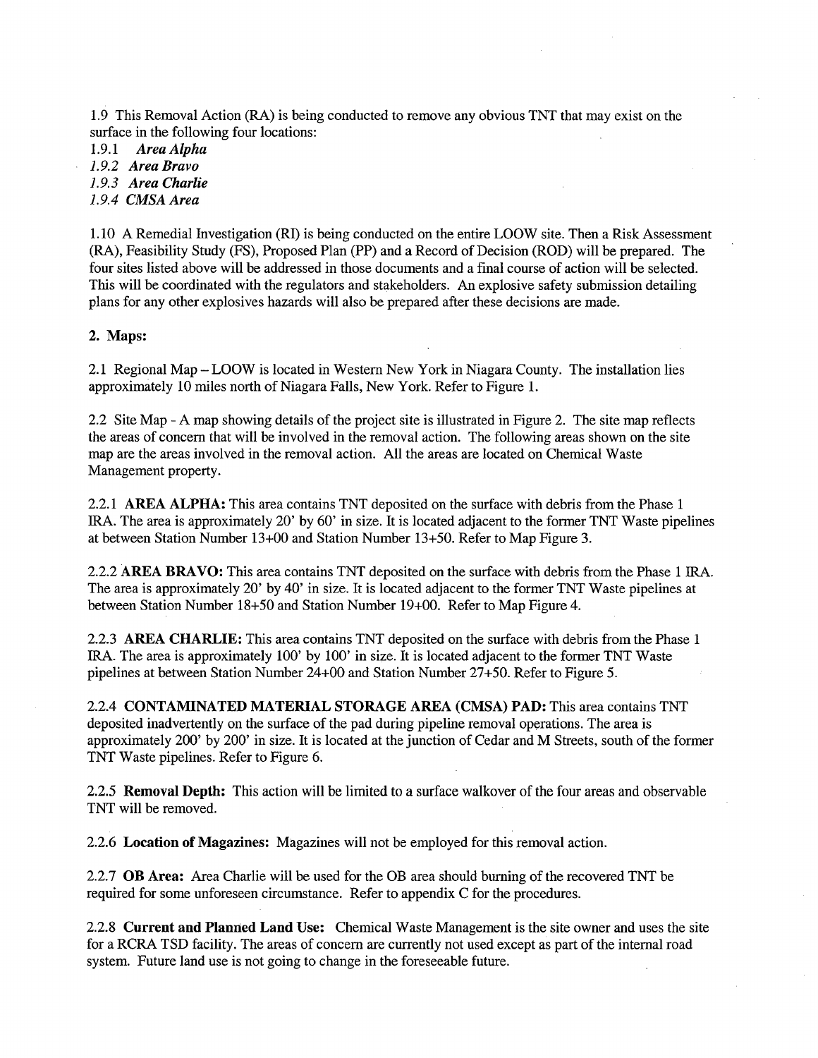1.9 This Removal Action (RA) is being conducted to remove any obvious TNT that may exist on the surface in the following four locations:

1.9.1 ***Area Alpha***

*1.9.2* ***Area Bravo***

*1.9.3* ***Area Charlie***

*1.9.4* ***CMSA Area***

1.10 A Remedial Investigation (RI) is being conducted on the entire LOOW site. Then a Risk Assessment (RA), Feasibility Study (FS), Proposed Plan (PP) and a Record of Decision (ROD) will be prepared. The four sites listed above will be addressed in those documents and a final course of action will be selected. This will be coordinated with the regulators and stakeholders. An explosive safety submission detailing plans for any other explosives hazards will also be prepared after these decisions are made.

## 2. Maps:

2.1 Regional Map – LOOW is located in Western New York in Niagara County. The installation lies approximately 10 miles north of Niagara Falls, New York. Refer to Figure 1.

2.2 Site Map - A map showing details of the project site is illustrated in Figure 2. The site map reflects the areas of concern that will be involved in the removal action. The following areas shown on the site map are the areas involved in the removal action. All the areas are located on Chemical Waste Management property.

2.2.1 **AREA ALPHA:** This area contains TNT deposited on the surface with debris from the Phase 1 IRA. The area is approximately 20' by 60' in size. It is located adjacent to the former TNT Waste pipelines at between Station Number 13+00 and Station Number 13+50. Refer to Map Figure 3.

2.2.2 **AREA BRAVO:** This area contains TNT deposited on the surface with debris from the Phase 1 IRA. The area is approximately 20' by 40' in size. It is located adjacent to the former TNT Waste pipelines at between Station Number 18+50 and Station Number 19+00. Refer to Map Figure 4.

2.2.3 **AREA CHARLIE:** This area contains TNT deposited on the surface with debris from the Phase 1 IRA. The area is approximately 100' by 100' in size. It is located adjacent to the former TNT Waste pipelines at between Station Number 24+00 and Station Number 27+50. Refer to Figure 5.

2.2.4 **CONTAMINATED MATERIAL STORAGE AREA (CMSA) PAD:** This area contains TNT deposited inadvertently on the surface of the pad during pipeline removal operations. The area is approximately 200' by 200' in size. It is located at the junction of Cedar and M Streets, south of the former TNT Waste pipelines. Refer to Figure 6.

2.2.5 **Removal Depth:** This action will be limited to a surface walkover of the four areas and observable TNT will be removed.

2.2.6 **Location of Magazines:** Magazines will not be employed for this removal action.

2.2.7 **OB Area:** Area Charlie will be used for the OB area should burning of the recovered TNT be required for some unforeseen circumstance. Refer to appendix C for the procedures.

2.2.8 **Current and Planned Land Use:** Chemical Waste Management is the site owner and uses the site for a RCRA TSD facility. The areas of concern are currently not used except as part of the internal road system. Future land use is not going to change in the foreseeable future.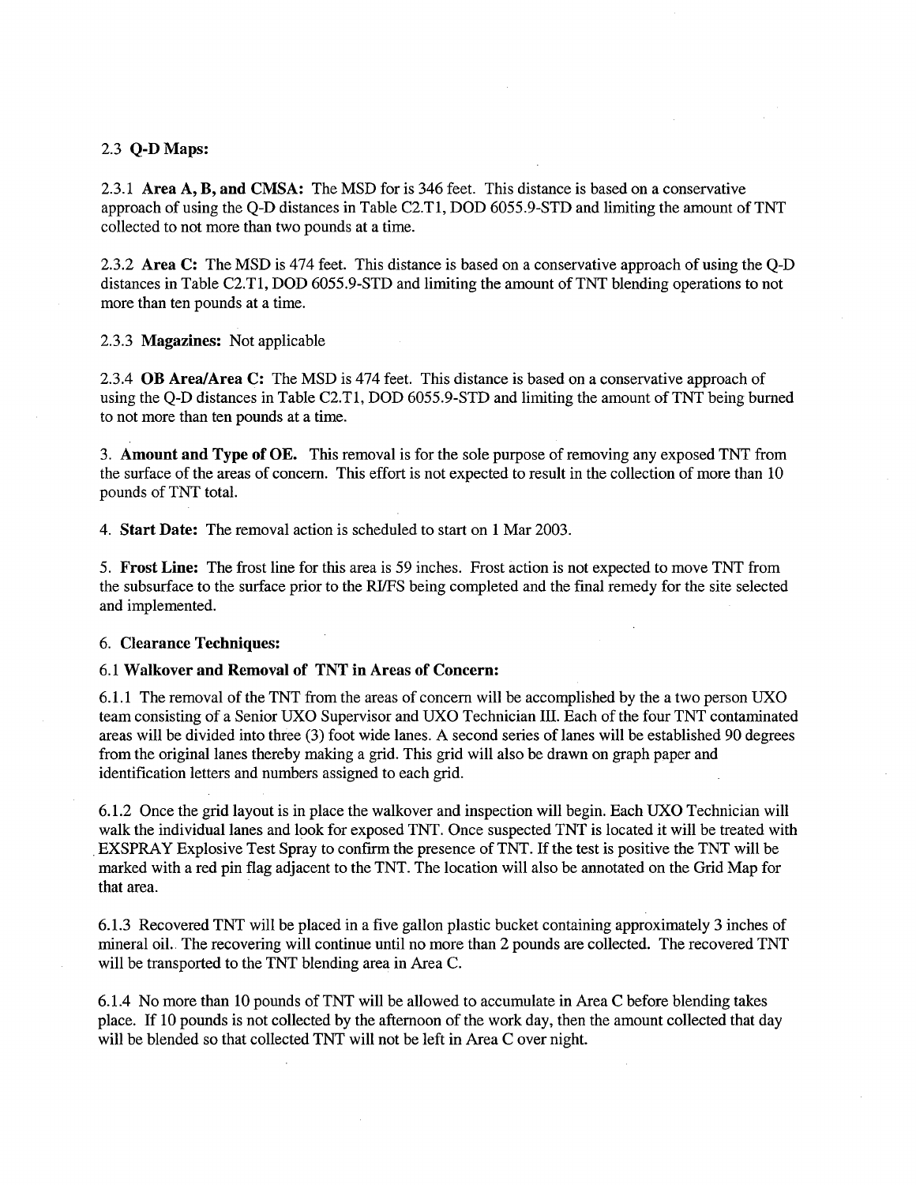2.3 **Q-D Maps:**

2.3.1 **Area A, B, and CMSA:** The MSD for is 346 feet. This distance is based on a conservative approach of using the Q-D distances in Table C2.T1, DOD 6055.9-STD and limiting the amount of TNT collected to not more than two pounds at a time.

2.3.2 **Area C:** The MSD is 474 feet. This distance is based on a conservative approach of using the Q-D distances in Table C2.T1, DOD 6055.9-STD and limiting the amount of TNT blending operations to not more than ten pounds at a time.

2.3.3 **Magazines:** Not applicable

2.3.4 **OB Area/Area C:** The MSD is 474 feet. This distance is based on a conservative approach of using the Q-D distances in Table C2.T1, DOD 6055.9-STD and limiting the amount of TNT being burned to not more than ten pounds at a time.

3. **Amount and Type of OE.** This removal is for the sole purpose of removing any exposed TNT from the surface of the areas of concern. This effort is not expected to result in the collection of more than 10 pounds of TNT total.

4. **Start Date:** The removal action is scheduled to start on 1 Mar 2003.

5. **Frost Line:** The frost line for this area is 59 inches. Frost action is not expected to move TNT from the subsurface to the surface prior to the RI/FS being completed and the final remedy for the site selected and implemented.

6. **Clearance Techniques:**

6.1 **Walkover and Removal of TNT in Areas of Concern:**

6.1.1 The removal of the TNT from the areas of concern will be accomplished by the a two person UXO team consisting of a Senior UXO Supervisor and UXO Technician III. Each of the four TNT contaminated areas will be divided into three (3) foot wide lanes. A second series of lanes will be established 90 degrees from the original lanes thereby making a grid. This grid will also be drawn on graph paper and identification letters and numbers assigned to each grid.

6.1.2 Once the grid layout is in place the walkover and inspection will begin. Each UXO Technician will walk the individual lanes and look for exposed TNT. Once suspected TNT is located it will be treated with EXSPRAY Explosive Test Spray to confirm the presence of TNT. If the test is positive the TNT will be marked with a red pin flag adjacent to the TNT. The location will also be annotated on the Grid Map for that area.

6.1.3 Recovered TNT will be placed in a five gallon plastic bucket containing approximately 3 inches of mineral oil.. The recovering will continue until no more than 2 pounds are collected. The recovered TNT will be transported to the TNT blending area in Area C.

6.1.4 No more than 10 pounds of TNT will be allowed to accumulate in Area C before blending takes place. If 10 pounds is not collected by the afternoon of the work day, then the amount collected that day will be blended so that collected TNT will not be left in Area C over night.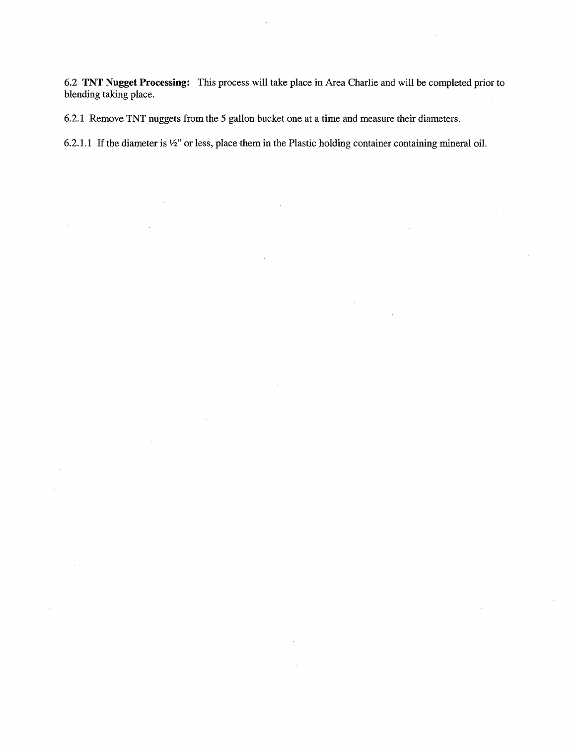6.2 **TNT Nugget Processing:** This process will take place in Area Charlie and will be completed prior to blending taking place.

6.2.1 Remove TNT nuggets from the 5 gallon bucket one at a time and measure their diameters.

6.2.1.1 If the diameter is ½" or less, place them in the Plastic holding container containing mineral oil.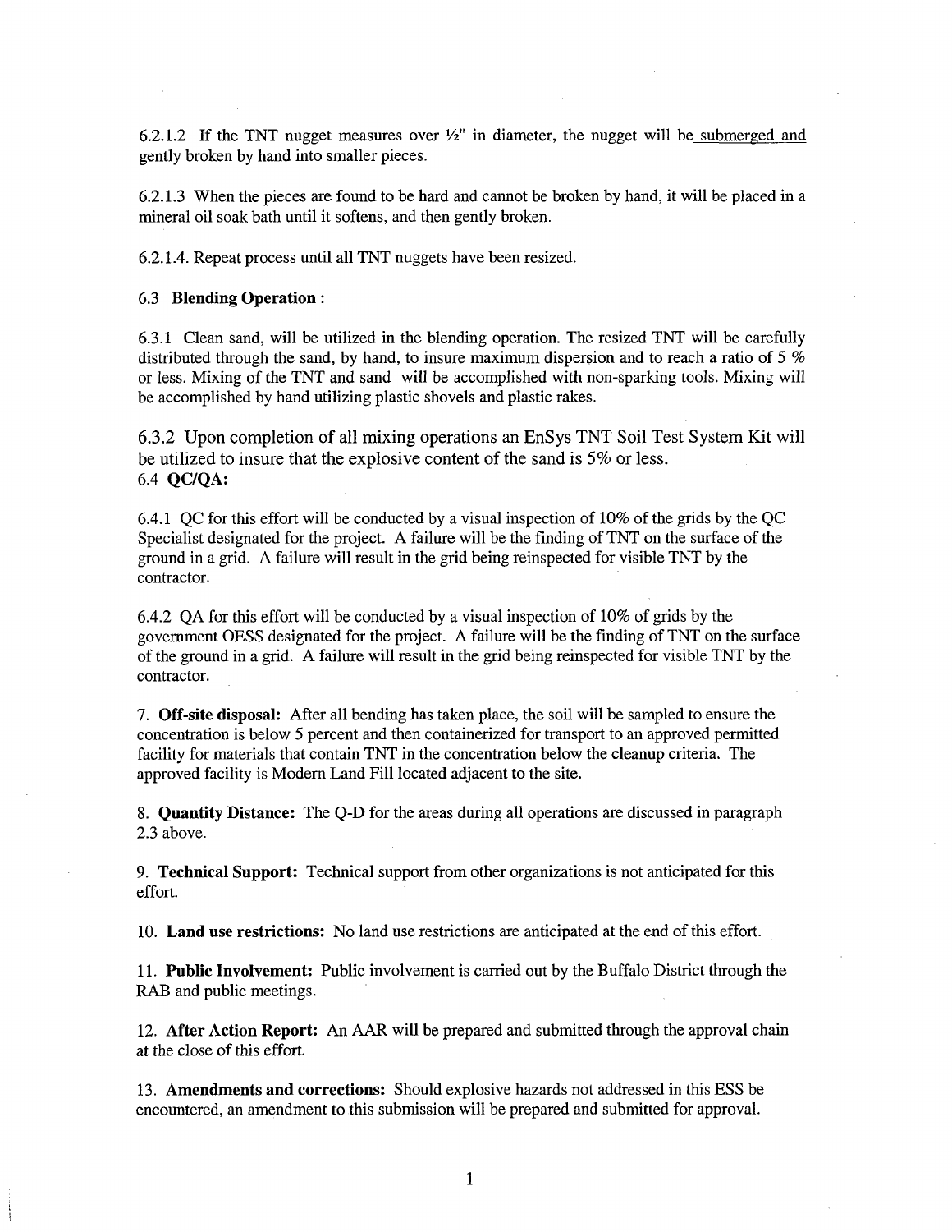6.2.1.2 If the TNT nugget measures over ½" in diameter, the nugget will be submerged and gently broken by hand into smaller pieces.

6.2.1.3 When the pieces are found to be hard and cannot be broken by hand, it will be placed in a mineral oil soak bath until it softens, and then gently broken.

6.2.1.4. Repeat process until all TNT nuggets have been resized.

6.3 **Blending Operation** :

6.3.1 Clean sand, will be utilized in the blending operation. The resized TNT will be carefully distributed through the sand, by hand, to insure maximum dispersion and to reach a ratio of 5 % or less. Mixing of the TNT and sand will be accomplished with non-sparking tools. Mixing will be accomplished by hand utilizing plastic shovels and plastic rakes.

6.3.2 Upon completion of all mixing operations an EnSys TNT Soil Test System Kit will be utilized to insure that the explosive content of the sand is 5% or less.

6.4 **QC/QA:**

6.4.1 QC for this effort will be conducted by a visual inspection of 10% of the grids by the QC Specialist designated for the project. A failure will be the finding of TNT on the surface of the ground in a grid. A failure will result in the grid being reinspected for visible TNT by the contractor.

6.4.2 QA for this effort will be conducted by a visual inspection of 10% of grids by the government OESS designated for the project. A failure will be the finding of TNT on the surface of the ground in a grid. A failure will result in the grid being reinspected for visible TNT by the contractor.

7. **Off-site disposal:** After all bending has taken place, the soil will be sampled to ensure the concentration is below 5 percent and then containerized for transport to an approved permitted facility for materials that contain TNT in the concentration below the cleanup criteria. The approved facility is Modern Land Fill located adjacent to the site.

8. **Quantity Distance:** The Q-D for the areas during all operations are discussed in paragraph 2.3 above.

9. **Technical Support:** Technical support from other organizations is not anticipated for this effort.

10. **Land use restrictions:** No land use restrictions are anticipated at the end of this effort.

11. **Public Involvement:** Public involvement is carried out by the Buffalo District through the RAB and public meetings.

12. **After Action Report:** An AAR will be prepared and submitted through the approval chain at the close of this effort.

13. **Amendments and corrections:** Should explosive hazards not addressed in this ESS be encountered, an amendment to this submission will be prepared and submitted for approval.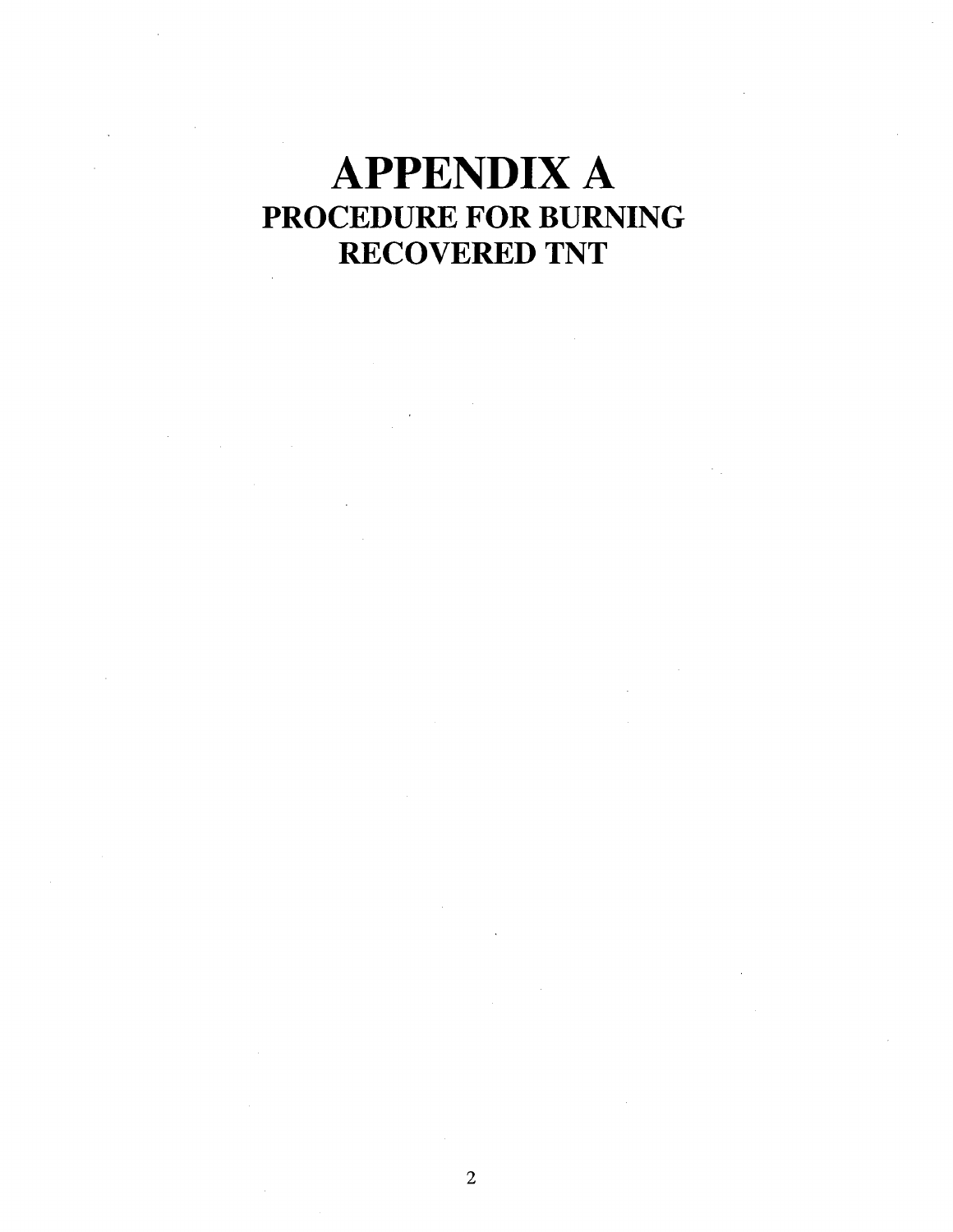# APPENDIX A

## PROCEDURE FOR BURNING RECOVERED TNT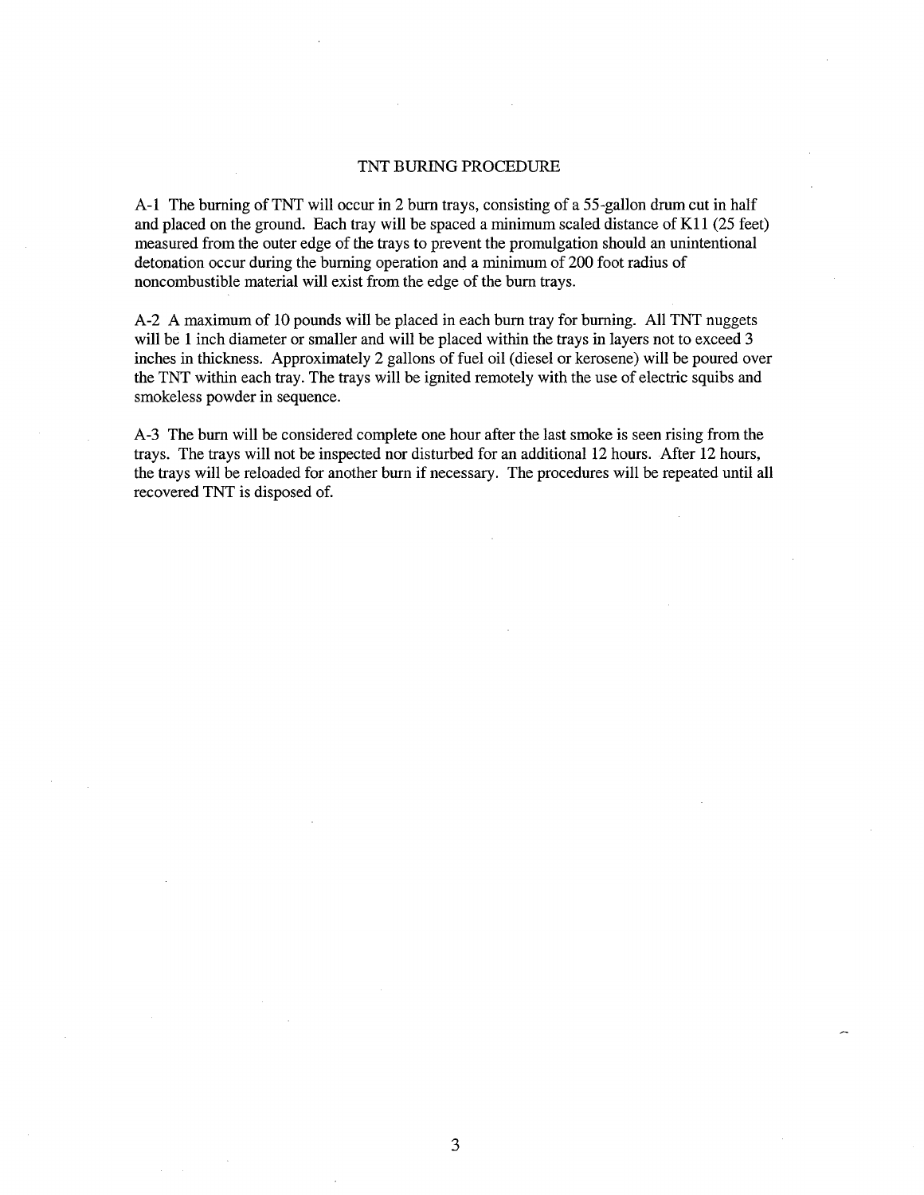## TNT BURING PROCEDURE

A-1 The burning of TNT will occur in 2 burn trays, consisting of a 55-gallon drum cut in half and placed on the ground. Each tray will be spaced a minimum scaled distance of K11 (25 feet) measured from the outer edge of the trays to prevent the promulgation should an unintentional detonation occur during the burning operation and a minimum of 200 foot radius of noncombustible material will exist from the edge of the burn trays.

A-2 A maximum of 10 pounds will be placed in each burn tray for burning. All TNT nuggets will be 1 inch diameter or smaller and will be placed within the trays in layers not to exceed 3 inches in thickness. Approximately 2 gallons of fuel oil (diesel or kerosene) will be poured over the TNT within each tray. The trays will be ignited remotely with the use of electric squibs and smokeless powder in sequence.

A-3 The burn will be considered complete one hour after the last smoke is seen rising from the trays. The trays will not be inspected nor disturbed for an additional 12 hours. After 12 hours, the trays will be reloaded for another burn if necessary. The procedures will be repeated until all recovered TNT is disposed of.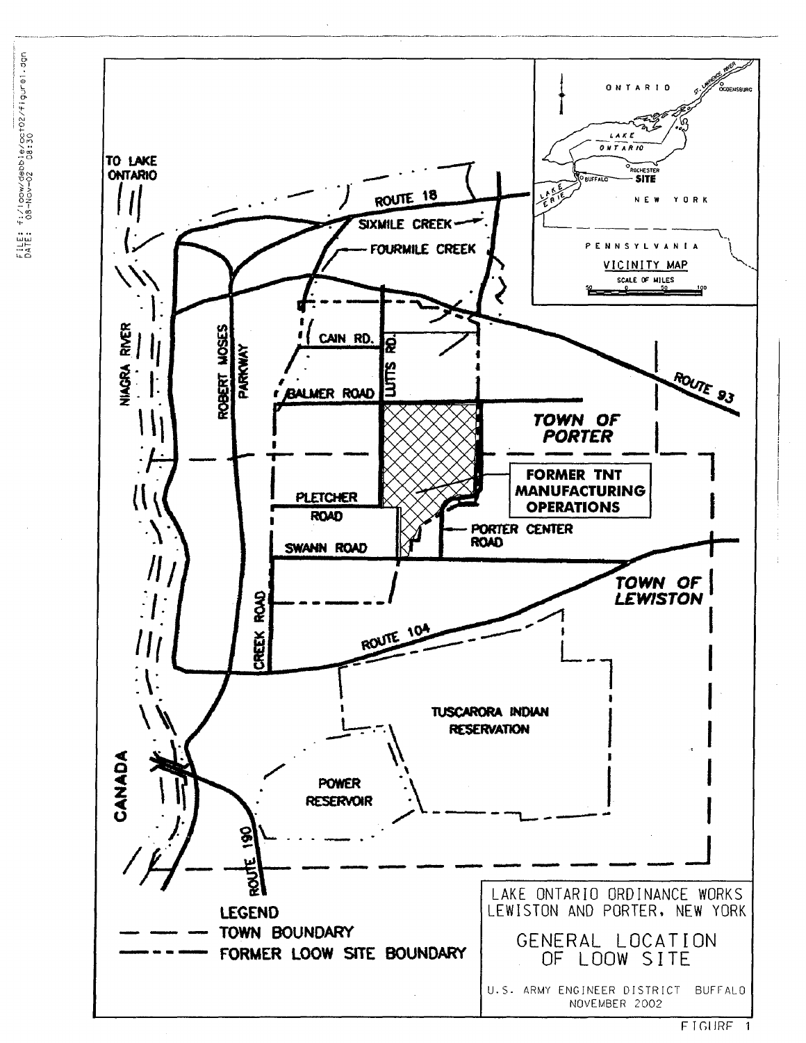LAKE ONTARIO ORDINANCE WORKS
LEWISTON AND PORTER, NEW YORK

GENERAL LOCATION OF LOOW SITE

U.S. ARMY ENGINEER DISTRICT BUFFALO
NOVEMBER 2002

LEGEND
— — — TOWN BOUNDARY
—·—·— FORMER LOOW SITE BOUNDARY

TO LAKE ONTARIO
ROUTE 18
SIXMILE CREEK
FOURMILE CREEK
NIAGRA RIVER
ROBERT MOSES PARKWAY
CAIN RD.
LUTTS RD.
BALMER ROAD
ROUTE 93
TOWN OF PORTER
FORMER TNT MANUFACTURING OPERATIONS
PLETCHER ROAD
PORTER CENTER ROAD
SWANN ROAD
TOWN OF LEWISTON
CREEK ROAD
ROUTE 104
TUSCARORA INDIAN RESERVATION
POWER RESERVOIR
CANADA
ROUTE 190

VICINITY MAP
SCALE OF MILES
50 0 50 100
ONTARIO
ST. LAWRENCE RIVER
OGDENSBURG
LAKE ONTARIO
ROCHESTER
BUFFALO
SITE
LAKE ERIE
NEW YORK
PENNSYLVANIA

FIGURE 1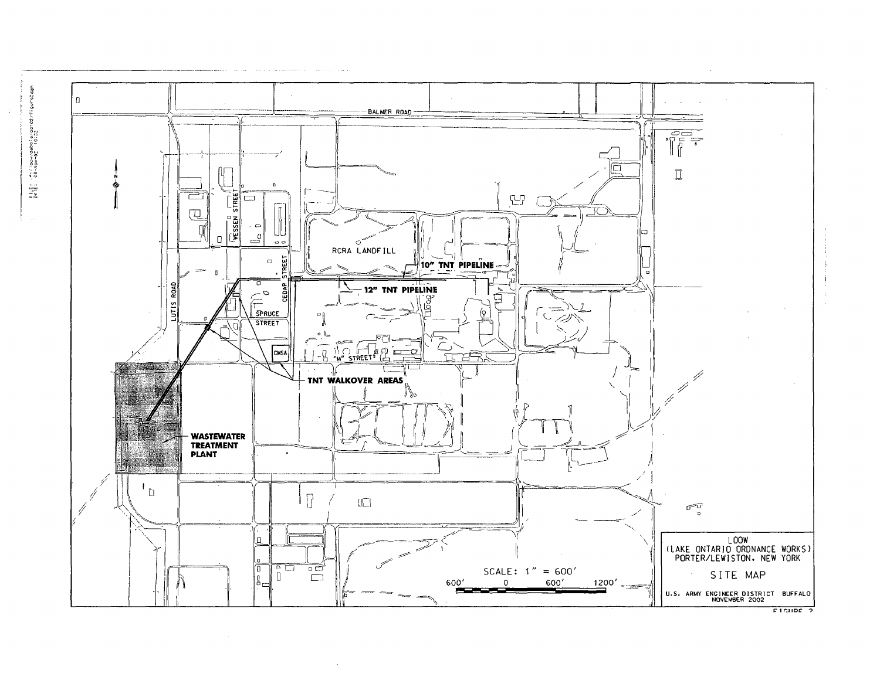LOOW
(LAKE ONTARIO ORDNANCE WORKS)
PORTER/LEWISTON, NEW YORK

SITE MAP

U.S. ARMY ENGINEER DISTRICT BUFFALO
NOVEMBER 2002

FIGURE 2

SCALE: 1" = 600'

600' 0 600' 1200'

BALMER ROAD

LUTIS ROAD

WESSEN STREET

CEDAR STREET

SPRUCE STREET

"M" STREET

RCRA LANDFILL

10" TNT PIPELINE

12" TNT PIPELINE

CMSA

TNT WALKOVER AREAS

WASTEWATER TREATMENT PLANT

N

FILE: ...i/loow/debbie/par02/figure2dgn
DATE: 08-Nov-02 10:32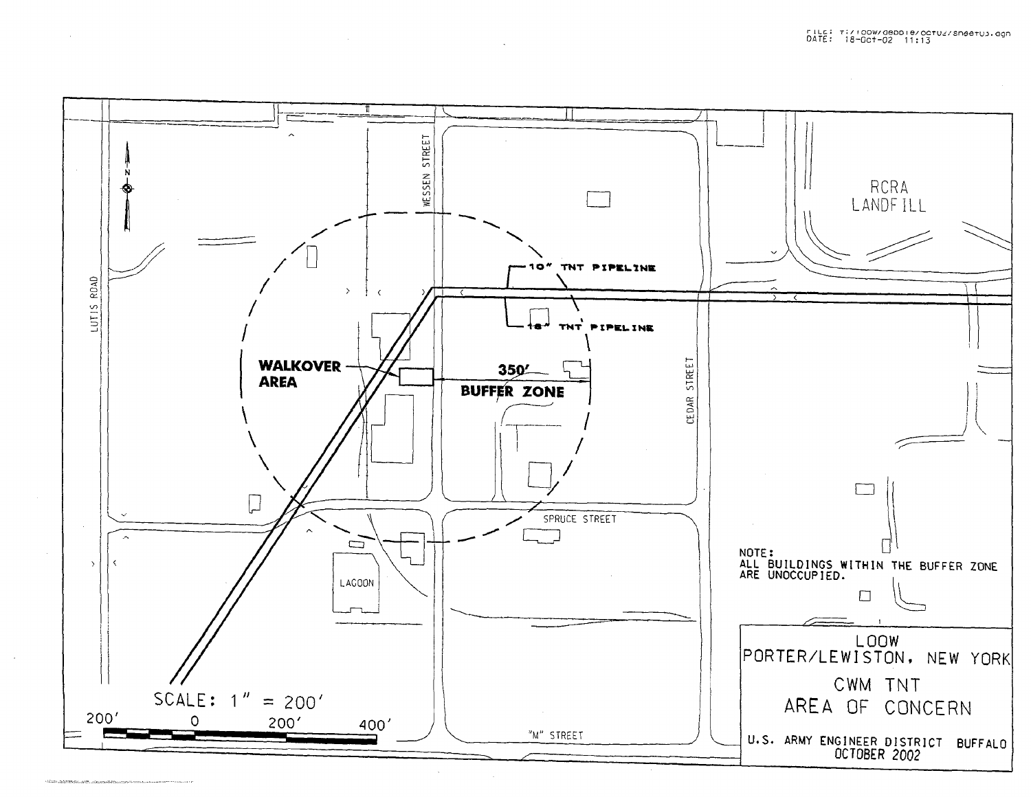FILE: T:/loow/debbie/oct02/sheet03.dgn
DATE: 18-Oct-02 11:13

LUTIS ROAD

WESSEN STREET

10" TNT PIPELINE

18" TNT PIPELINE

RCRA LANDFILL

**WALKOVER AREA**

**350'**

**BUFFER ZONE**

CEDAR STREET

SPRUCE STREET

LAGOON

NOTE:
ALL BUILDINGS WITHIN THE BUFFER ZONE ARE UNOCCUPIED.

SCALE: 1" = 200'

200' 0 200' 400'

"M" STREET

LOOW
PORTER/LEWISTON, NEW YORK

CWM TNT
AREA OF CONCERN

U.S. ARMY ENGINEER DISTRICT BUFFALO
OCTOBER 2002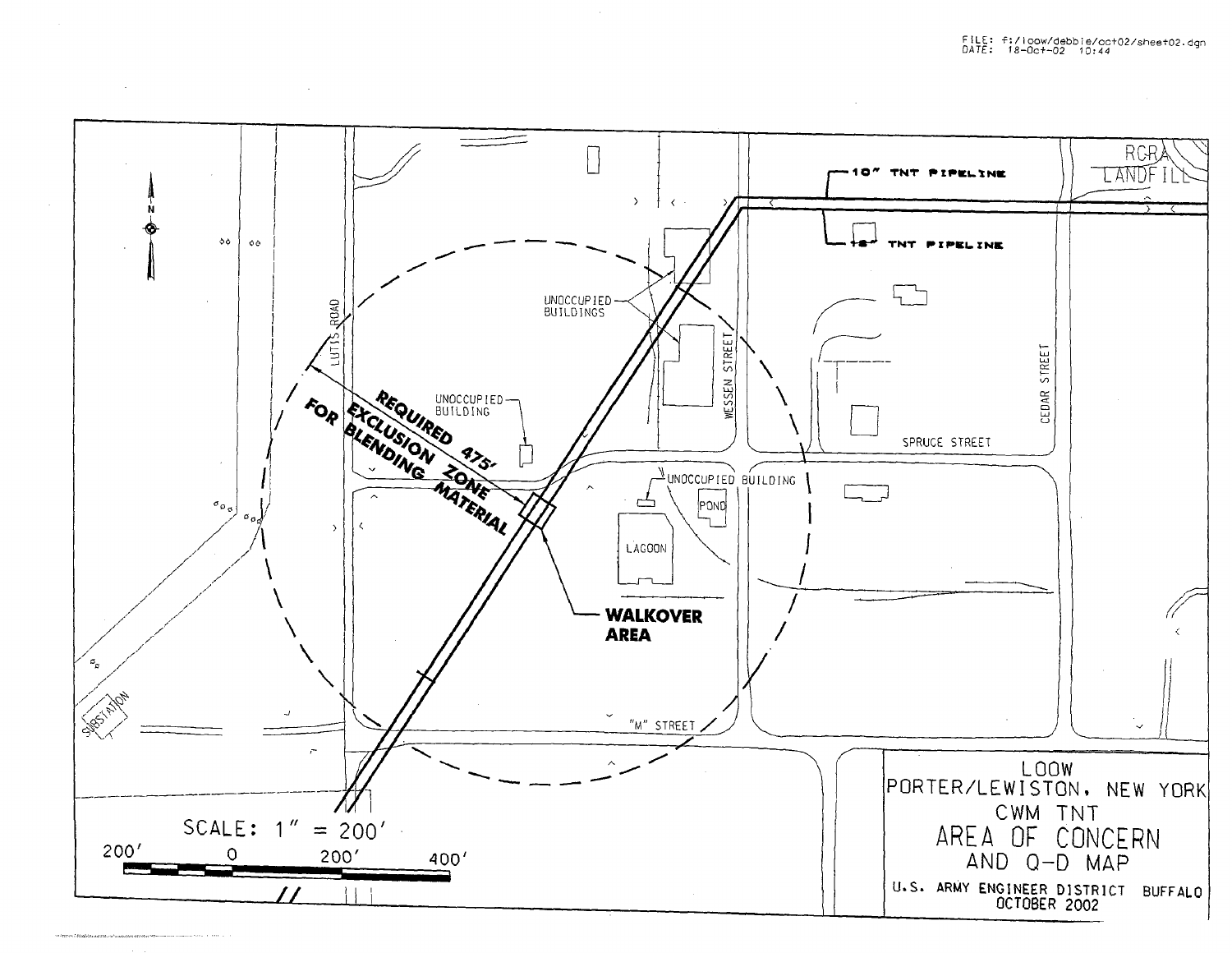FILE: f:/loow/debbie/oct02/sheet02.dgn
DATE: 18-Oct-02 10:44

10" TNT PIPELINE

12" TNT PIPELINE

RCRA LANDFILL

LUTTS ROAD

WESSEN STREET

CEDAR STREET

SPRUCE STREET

"M" STREET

UNOCCUPIED BUILDINGS

UNOCCUPIED BUILDING

UNOCCUPIED BUILDING

POND

LAGOON

SUBSTATION

**REQUIRED 475' EXCLUSION ZONE FOR BLENDING MATERIAL**

**WALKOVER AREA**

SCALE: 1" = 200'

200' 0 200' 400'

LOOW
PORTER/LEWISTON, NEW YORK
CWM TNT
AREA OF CONCERN
AND Q-D MAP
U.S. ARMY ENGINEER DISTRICT BUFFALO
OCTOBER 2002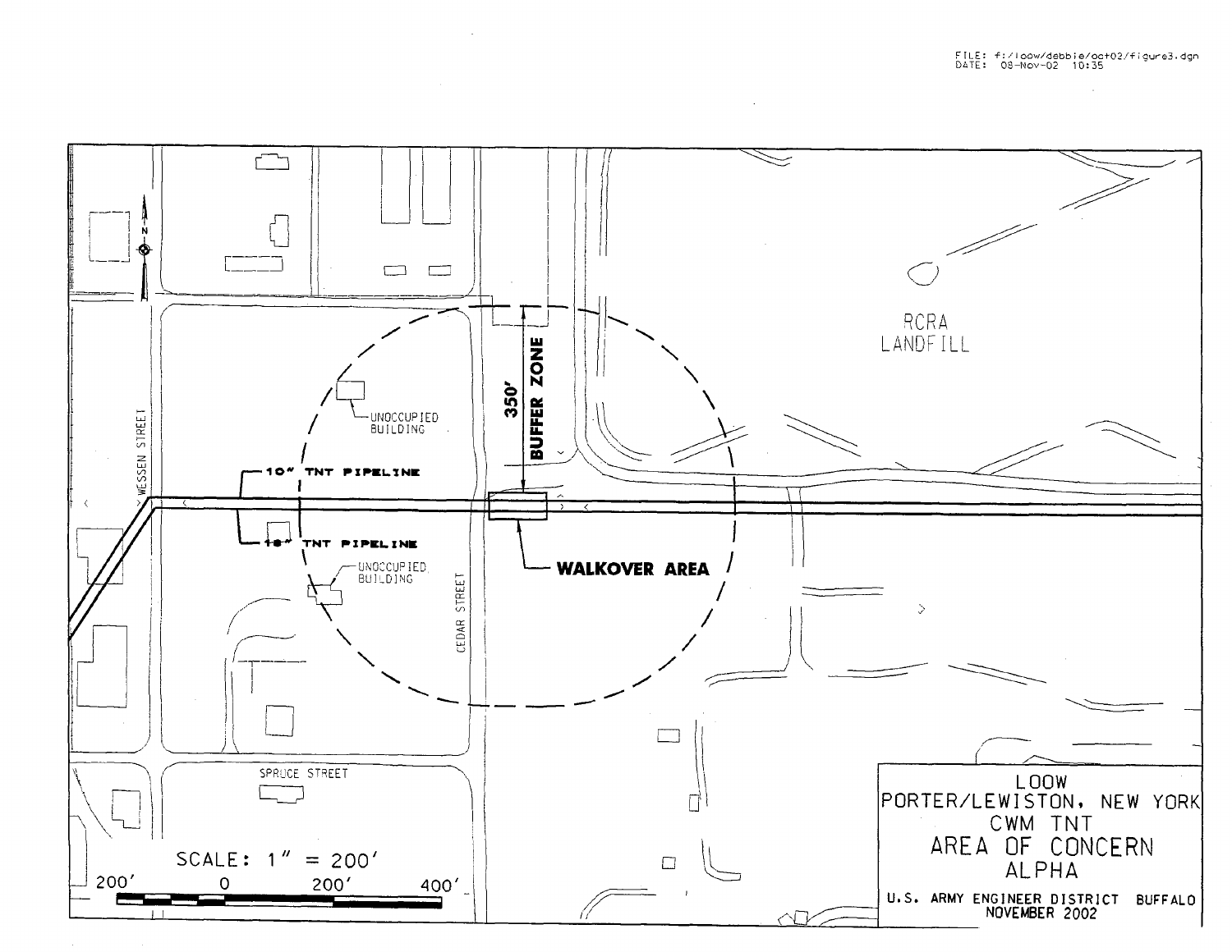FILE: f:/loow/debbie/oct02/figure3.dgn
DATE: 08-Nov-02 10:35

RCRA LANDFILL

350' BUFFER ZONE

UNOCCUPIED BUILDING

10" TNT PIPELINE

18" TNT PIPELINE

UNOCCUPIED BUILDING

WALKOVER AREA

WESSEN STREET

CEDAR STREET

SPRUCE STREET

N

SCALE: 1" = 200'

200' 0 200' 400'

LOOW
PORTER/LEWISTON, NEW YORK
CWM TNT
AREA OF CONCERN
ALPHA

U.S. ARMY ENGINEER DISTRICT BUFFALO
NOVEMBER 2002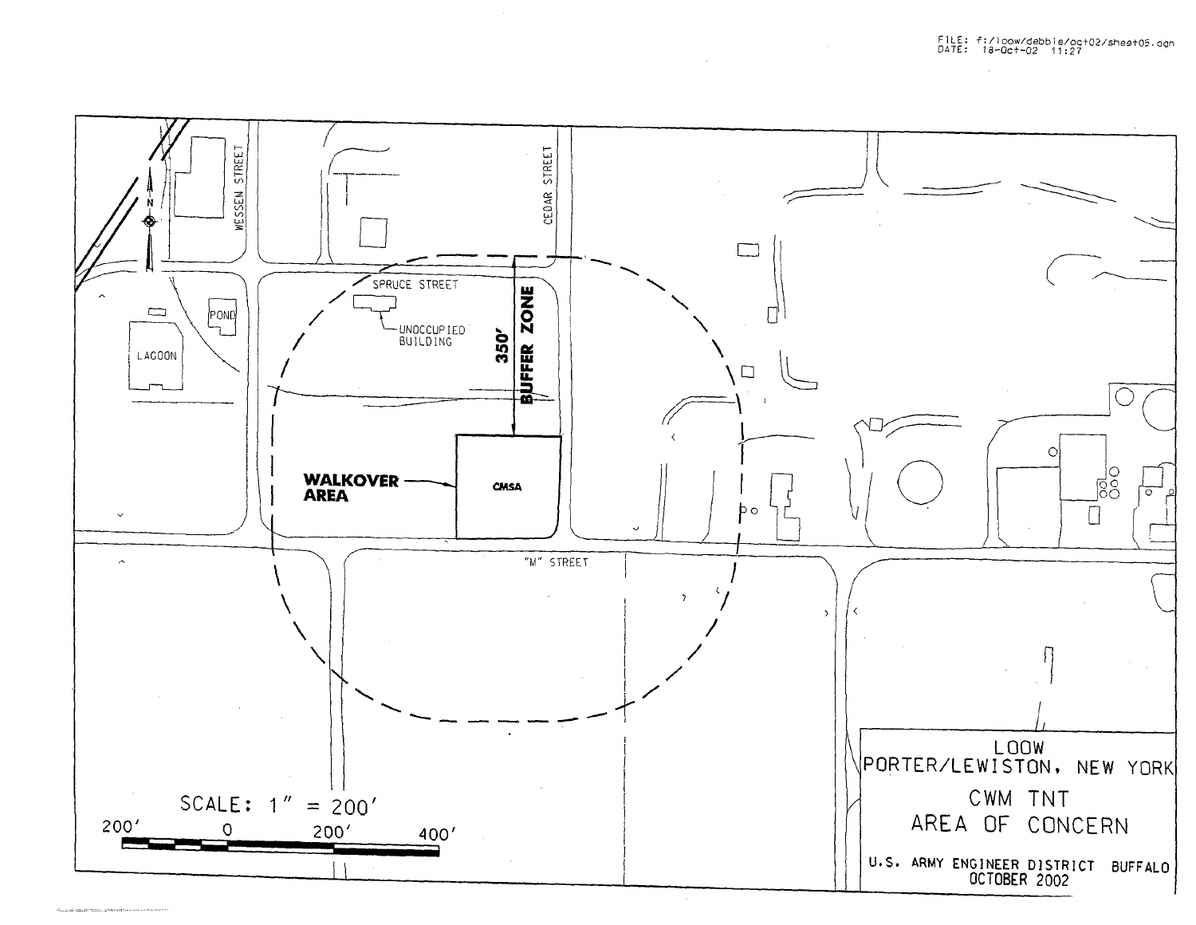FILE: f:/loow/debbie/oct02/sheet05.dgn
DATE: 18-Oct-02 11:27

N

WESSEN STREET

CEDAR STREET

SPRUCE STREET

POND

LAGOON

UNOCCUPIED BUILDING

350' BUFFER ZONE

**WALKOVER AREA**

CMSA

"M" STREET

SCALE: 1" = 200'

200' 0 200' 400'

LOOW
PORTER/LEWISTON, NEW YORK

CWM TNT
AREA OF CONCERN

U.S. ARMY ENGINEER DISTRICT BUFFALO
OCTOBER 2002